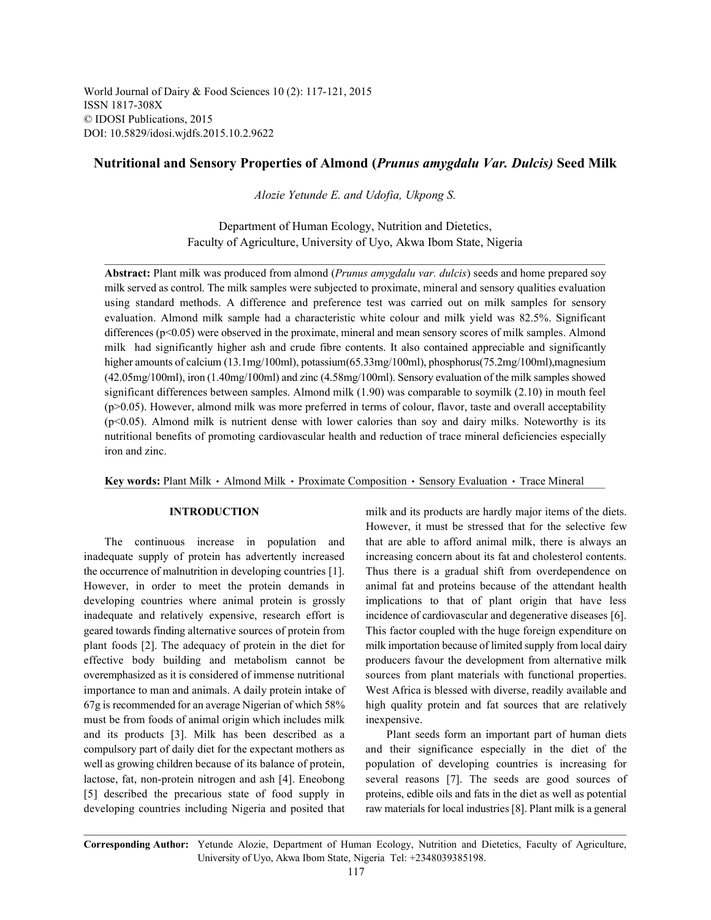World Journal of Dairy & Food Sciences 10 (2): 117-121, 2015
ISSN 1817-308X
© IDOSI Publications, 2015
DOI: 10.5829/idosi.wjdfs.2015.10.2.9622

# Nutritional and Sensory Properties of Almond (*Prunus amygdalu Var. Dulcis)* Seed Milk

*Alozie Yetunde E. and Udofia, Ukpong S.*

Department of Human Ecology, Nutrition and Dietetics,
Faculty of Agriculture, University of Uyo, Akwa Ibom State, Nigeria

**Abstract:** Plant milk was produced from almond (*Prunus amygdalu var. dulcis*) seeds and home prepared soy milk served as control. The milk samples were subjected to proximate, mineral and sensory qualities evaluation using standard methods. A difference and preference test was carried out on milk samples for sensory evaluation. Almond milk sample had a characteristic white colour and milk yield was 82.5%. Significant differences ($p<0.05$) were observed in the proximate, mineral and mean sensory scores of milk samples. Almond milk had significantly higher ash and crude fibre contents. It also contained appreciable and significantly higher amounts of calcium (13.1mg/100ml), potassium(65.33mg/100ml), phosphorus(75.2mg/100ml),magnesium (42.05mg/100ml), iron (1.40mg/100ml) and zinc (4.58mg/100ml). Sensory evaluation of the milk samples showed significant differences between samples. Almond milk (1.90) was comparable to soymilk (2.10) in mouth feel ($p>0.05$). However, almond milk was more preferred in terms of colour, flavor, taste and overall acceptability ($p<0.05$). Almond milk is nutrient dense with lower calories than soy and dairy milks. Noteworthy is its nutritional benefits of promoting cardiovascular health and reduction of trace mineral deficiencies especially iron and zinc.

**Key words:** Plant Milk · Almond Milk · Proximate Composition · Sensory Evaluation · Trace Mineral

## INTRODUCTION

The continuous increase in population and inadequate supply of protein has advertently increased the occurrence of malnutrition in developing countries [1]. However, in order to meet the protein demands in developing countries where animal protein is grossly inadequate and relatively expensive, research effort is geared towards finding alternative sources of protein from plant foods [2]. The adequacy of protein in the diet for effective body building and metabolism cannot be overemphasized as it is considered of immense nutritional importance to man and animals. A daily protein intake of 67g is recommended for an average Nigerian of which 58% must be from foods of animal origin which includes milk and its products [3]. Milk has been described as a compulsory part of daily diet for the expectant mothers as well as growing children because of its balance of protein, lactose, fat, non-protein nitrogen and ash [4]. Eneobong [5] described the precarious state of food supply in developing countries including Nigeria and posited that milk and its products are hardly major items of the diets. However, it must be stressed that for the selective few that are able to afford animal milk, there is always an increasing concern about its fat and cholesterol contents. Thus there is a gradual shift from overdependence on animal fat and proteins because of the attendant health implications to that of plant origin that have less incidence of cardiovascular and degenerative diseases [6]. This factor coupled with the huge foreign expenditure on milk importation because of limited supply from local dairy producers favour the development from alternative milk sources from plant materials with functional properties. West Africa is blessed with diverse, readily available and high quality protein and fat sources that are relatively inexpensive.

Plant seeds form an important part of human diets and their significance especially in the diet of the population of developing countries is increasing for several reasons [7]. The seeds are good sources of proteins, edible oils and fats in the diet as well as potential raw materials for local industries [8]. Plant milk is a general

**Corresponding Author:** Yetunde Alozie, Department of Human Ecology, Nutrition and Dietetics, Faculty of Agriculture, University of Uyo, Akwa Ibom State, Nigeria Tel: +2348039385198.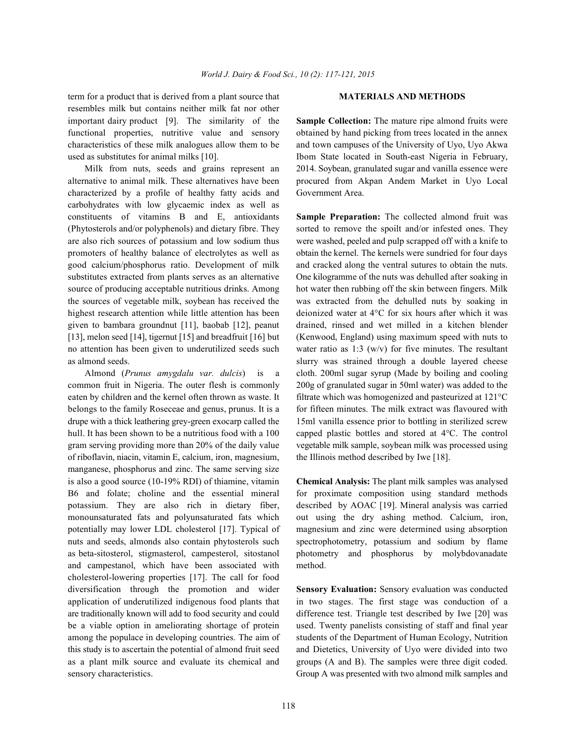term for a product that is derived from a plant source that resembles milk but contains neither milk fat nor other important dairy product [9]. The similarity of the functional properties, nutritive value and sensory characteristics of these milk analogues allow them to be used as substitutes for animal milks [10].

Milk from nuts, seeds and grains represent an alternative to animal milk. These alternatives have been characterized by a profile of healthy fatty acids and carbohydrates with low glycaemic index as well as constituents of vitamins B and E, antioxidants (Phytosterols and/or polyphenols) and dietary fibre. They are also rich sources of potassium and low sodium thus promoters of healthy balance of electrolytes as well as good calcium/phosphorus ratio. Development of milk substitutes extracted from plants serves as an alternative source of producing acceptable nutritious drinks. Among the sources of vegetable milk, soybean has received the highest research attention while little attention has been given to bambara groundnut [11], baobab [12], peanut [13], melon seed [14], tigernut [15] and breadfruit [16] but no attention has been given to underutilized seeds such as almond seeds.

Almond (*Prunus amygdalu var. dulcis*) is a common fruit in Nigeria. The outer flesh is commonly eaten by children and the kernel often thrown as waste. It belongs to the family Roseceae and genus, prunus. It is a drupe with a thick leathering grey-green exocarp called the hull. It has been shown to be a nutritious food with a 100 gram serving providing more than 20% of the daily value of riboflavin, niacin, vitamin E, calcium, iron, magnesium, manganese, phosphorus and zinc. The same serving size is also a good source (10-19% RDI) of thiamine, vitamin B6 and folate; choline and the essential mineral potassium. They are also rich in dietary fiber, monounsaturated fats and polyunsaturated fats which potentially may lower LDL cholesterol [17]. Typical of nuts and seeds, almonds also contain phytosterols such as beta-sitosterol, stigmasterol, campesterol, sitostanol and campestanol, which have been associated with cholesterol-lowering properties [17]. The call for food diversification through the promotion and wider application of underutilized indigenous food plants that are traditionally known will add to food security and could be a viable option in ameliorating shortage of protein among the populace in developing countries. The aim of this study is to ascertain the potential of almond fruit seed as a plant milk source and evaluate its chemical and sensory characteristics.

## MATERIALS AND METHODS

**Sample Collection:** The mature ripe almond fruits were obtained by hand picking from trees located in the annex and town campuses of the University of Uyo, Uyo Akwa Ibom State located in South-east Nigeria in February, 2014. Soybean, granulated sugar and vanilla essence were procured from Akpan Andem Market in Uyo Local Government Area.

**Sample Preparation:** The collected almond fruit was sorted to remove the spoilt and/or infested ones. They were washed, peeled and pulp scrapped off with a knife to obtain the kernel. The kernels were sundried for four days and cracked along the ventral sutures to obtain the nuts. One kilogramme of the nuts was dehulled after soaking in hot water then rubbing off the skin between fingers. Milk was extracted from the dehulled nuts by soaking in deionized water at 4°C for six hours after which it was drained, rinsed and wet milled in a kitchen blender (Kenwood, England) using maximum speed with nuts to water ratio as 1:3 (w/v) for five minutes. The resultant slurry was strained through a double layered cheese cloth. 200ml sugar syrup (Made by boiling and cooling 200g of granulated sugar in 50ml water) was added to the filtrate which was homogenized and pasteurized at 121°C for fifteen minutes. The milk extract was flavoured with 15ml vanilla essence prior to bottling in sterilized screw capped plastic bottles and stored at 4°C. The control vegetable milk sample, soybean milk was processed using the Illinois method described by Iwe [18].

**Chemical Analysis:** The plant milk samples was analysed for proximate composition using standard methods described by AOAC [19]. Mineral analysis was carried out using the dry ashing method. Calcium, iron, magnesium and zinc were determined using absorption spectrophotometry, potassium and sodium by flame photometry and phosphorus by molybdovanadate method.

**Sensory Evaluation:** Sensory evaluation was conducted in two stages. The first stage was conduction of a difference test. Triangle test described by Iwe [20] was used. Twenty panelists consisting of staff and final year students of the Department of Human Ecology, Nutrition and Dietetics, University of Uyo were divided into two groups (A and B). The samples were three digit coded. Group A was presented with two almond milk samples and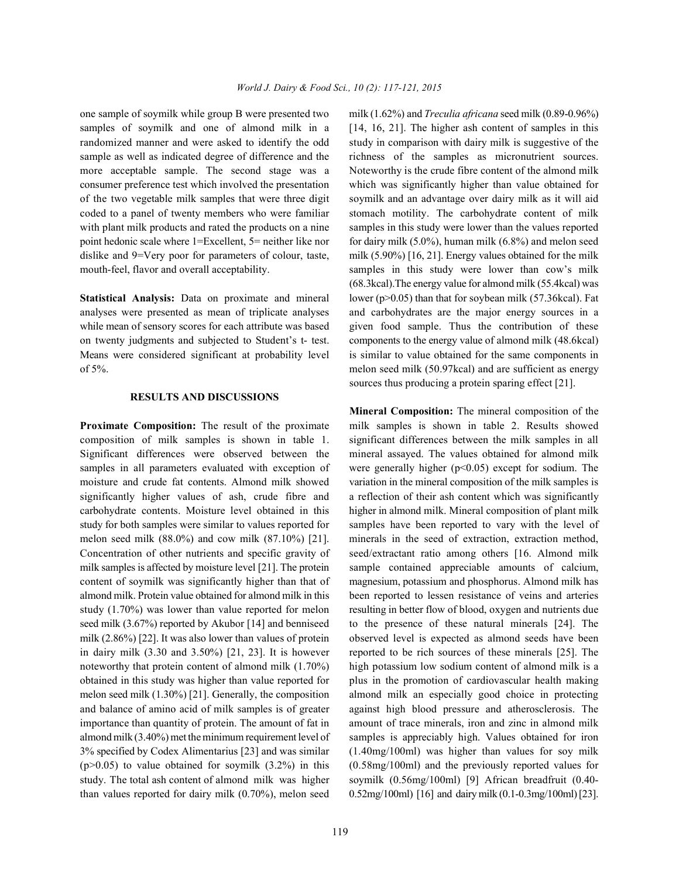one sample of soymilk while group B were presented two samples of soymilk and one of almond milk in a randomized manner and were asked to identify the odd sample as well as indicated degree of difference and the more acceptable sample. The second stage was a consumer preference test which involved the presentation of the two vegetable milk samples that were three digit coded to a panel of twenty members who were familiar with plant milk products and rated the products on a nine point hedonic scale where 1=Excellent, 5= neither like nor dislike and 9=Very poor for parameters of colour, taste, mouth-feel, flavor and overall acceptability.

**Statistical Analysis:** Data on proximate and mineral analyses were presented as mean of triplicate analyses while mean of sensory scores for each attribute was based on twenty judgments and subjected to Student's t- test. Means were considered significant at probability level of 5%.

## RESULTS AND DISCUSSIONS

**Proximate Composition:** The result of the proximate composition of milk samples is shown in table 1. Significant differences were observed between the samples in all parameters evaluated with exception of moisture and crude fat contents. Almond milk showed significantly higher values of ash, crude fibre and carbohydrate contents. Moisture level obtained in this study for both samples were similar to values reported for melon seed milk (88.0%) and cow milk (87.10%) [21]. Concentration of other nutrients and specific gravity of milk samples is affected by moisture level [21]. The protein content of soymilk was significantly higher than that of almond milk. Protein value obtained for almond milk in this study (1.70%) was lower than value reported for melon seed milk (3.67%) reported by Akubor [14] and benniseed milk (2.86%) [22]. It was also lower than values of protein in dairy milk (3.30 and 3.50%) [21, 23]. It is however noteworthy that protein content of almond milk (1.70%) obtained in this study was higher than value reported for melon seed milk (1.30%) [21]. Generally, the composition and balance of amino acid of milk samples is of greater importance than quantity of protein. The amount of fat in almond milk (3.40%) met the minimum requirement level of 3% specified by Codex Alimentarius [23] and was similar ($p>0.05$) to value obtained for soymilk (3.2%) in this study. The total ash content of almond milk was higher than values reported for dairy milk (0.70%), melon seed milk (1.62%) and *Treculia africana* seed milk (0.89-0.96%) [14, 16, 21]. The higher ash content of samples in this study in comparison with dairy milk is suggestive of the richness of the samples as micronutrient sources. Noteworthy is the crude fibre content of the almond milk which was significantly higher than value obtained for soymilk and an advantage over dairy milk as it will aid stomach motility. The carbohydrate content of milk samples in this study were lower than the values reported for dairy milk (5.0%), human milk (6.8%) and melon seed milk (5.90%) [16, 21]. Energy values obtained for the milk samples in this study were lower than cow's milk (68.3kcal).The energy value for almond milk (55.4kcal) was lower ($p>0.05$) than that for soybean milk (57.36kcal). Fat and carbohydrates are the major energy sources in a given food sample. Thus the contribution of these components to the energy value of almond milk (48.6kcal) is similar to value obtained for the same components in melon seed milk (50.97kcal) and are sufficient as energy sources thus producing a protein sparing effect [21].

**Mineral Composition:** The mineral composition of the milk samples is shown in table 2. Results showed significant differences between the milk samples in all mineral assayed. The values obtained for almond milk were generally higher ($p<0.05$) except for sodium. The variation in the mineral composition of the milk samples is a reflection of their ash content which was significantly higher in almond milk. Mineral composition of plant milk samples have been reported to vary with the level of minerals in the seed of extraction, extraction method, seed/extractant ratio among others [16. Almond milk sample contained appreciable amounts of calcium, magnesium, potassium and phosphorus. Almond milk has been reported to lessen resistance of veins and arteries resulting in better flow of blood, oxygen and nutrients due to the presence of these natural minerals [24]. The observed level is expected as almond seeds have been reported to be rich sources of these minerals [25]. The high potassium low sodium content of almond milk is a plus in the promotion of cardiovascular health making almond milk an especially good choice in protecting against high blood pressure and atherosclerosis. The amount of trace minerals, iron and zinc in almond milk samples is appreciably high. Values obtained for iron (1.40mg/100ml) was higher than values for soy milk (0.58mg/100ml) and the previously reported values for soymilk (0.56mg/100ml) [9] African breadfruit (0.40-0.52mg/100ml) [16] and dairy milk (0.1-0.3mg/100ml) [23].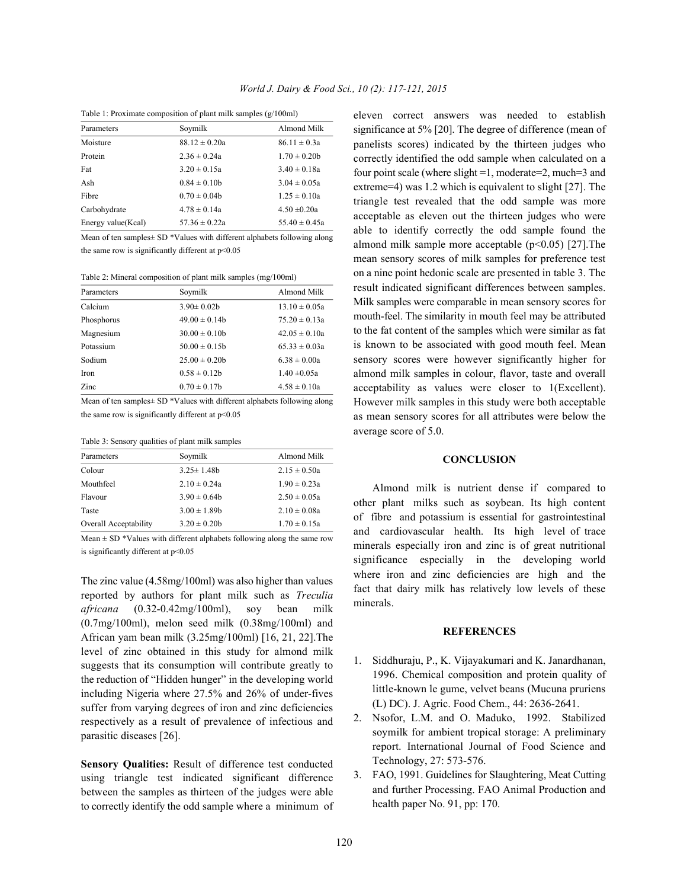Table 1: Proximate composition of plant milk samples (g/100ml)

| Parameters | Soymilk | Almond Milk |
|---|---|---|
| Moisture | 88.12 ± 0.20a | 86.11 ± 0.3a |
| Protein | 2.36 ± 0.24a | 1.70 ± 0.20b |
| Fat | 3.20 ± 0.15a | 3.40 ± 0.18a |
| Ash | 0.84 ± 0.10b | 3.04 ± 0.05a |
| Fibre | 0.70 ± 0.04b | 1.25 ± 0.10a |
| Carbohydrate | 4.78 ± 0.14a | 4.50 ±0.20a |
| Energy value(Kcal) | 57.36 ± 0.22a | 55.40 ± 0.45a |

Mean of ten samples± SD *Values with different alphabets following along the same row is significantly different at p<0.05

Table 2: Mineral composition of plant milk samples (mg/100ml)

| Parameters | Soymilk | Almond Milk |
|---|---|---|
| Calcium | 3.90± 0.02b | 13.10 ± 0.05a |
| Phosphorus | 49.00 ± 0.14b | 75.20 ± 0.13a |
| Magnesium | 30.00 ± 0.10b | 42.05 ± 0.10a |
| Potassium | 50.00 ± 0.15b | 65.33 ± 0.03a |
| Sodium | 25.00 ± 0.20b | 6.38 ± 0.00a |
| Iron | 0.58 ± 0.12b | 1.40 ±0.05a |
| Zinc | 0.70 ± 0.17b | 4.58 ± 0.10a |

Mean of ten samples± SD *Values with different alphabets following along the same row is significantly different at p<0.05

Table 3: Sensory qualities of plant milk samples

| Parameters | Soymilk | Almond Milk |
|---|---|---|
| Colour | 3.25± 1.48b | 2.15 ± 0.50a |
| Mouthfeel | 2.10 ± 0.24a | 1.90 ± 0.23a |
| Flavour | 3.90 ± 0.64b | 2.50 ± 0.05a |
| Taste | 3.00 ± 1.89b | 2.10 ± 0.08a |
| Overall Acceptability | 3.20 ± 0.20b | 1.70 ± 0.15a |

Mean ± SD *Values with different alphabets following along the same row is significantly different at p<0.05

The zinc value (4.58mg/100ml) was also higher than values reported by authors for plant milk such as *Treculia africana* (0.32-0.42mg/100ml), soy bean milk (0.7mg/100ml), melon seed milk (0.38mg/100ml) and African yam bean milk (3.25mg/100ml) [16, 21, 22].The level of zinc obtained in this study for almond milk suggests that its consumption will contribute greatly to the reduction of "Hidden hunger" in the developing world including Nigeria where 27.5% and 26% of under-fives suffer from varying degrees of iron and zinc deficiencies respectively as a result of prevalence of infectious and parasitic diseases [26].

**Sensory Qualities:** Result of difference test conducted using triangle test indicated significant difference between the samples as thirteen of the judges were able to correctly identify the odd sample where a minimum of eleven correct answers was needed to establish significance at 5% [20]. The degree of difference (mean of panelists scores) indicated by the thirteen judges who correctly identified the odd sample when calculated on a four point scale (where slight =1, moderate=2, much=3 and extreme=4) was 1.2 which is equivalent to slight [27]. The triangle test revealed that the odd sample was more acceptable as eleven out the thirteen judges who were able to identify correctly the odd sample found the almond milk sample more acceptable (p<0.05) [27].The mean sensory scores of milk samples for preference test on a nine point hedonic scale are presented in table 3. The result indicated significant differences between samples. Milk samples were comparable in mean sensory scores for mouth-feel. The similarity in mouth feel may be attributed to the fat content of the samples which were similar as fat is known to be associated with good mouth feel. Mean sensory scores were however significantly higher for almond milk samples in colour, flavor, taste and overall acceptability as values were closer to 1(Excellent). However milk samples in this study were both acceptable as mean sensory scores for all attributes were below the average score of 5.0.

## CONCLUSION

Almond milk is nutrient dense if compared to other plant milks such as soybean. Its high content of fibre and potassium is essential for gastrointestinal and cardiovascular health. Its high level of trace minerals especially iron and zinc is of great nutritional significance especially in the developing world where iron and zinc deficiencies are high and the fact that dairy milk has relatively low levels of these minerals.

## REFERENCES

1. Siddhuraju, P., K. Vijayakumari and K. Janardhanan, 1996. Chemical composition and protein quality of little-known le gume, velvet beans (Mucuna pruriens (L) DC). J. Agric. Food Chem., 44: 2636-2641.
2. Nsofor, L.M. and O. Maduko, 1992. Stabilized soymilk for ambient tropical storage: A preliminary report. International Journal of Food Science and Technology, 27: 573-576.
3. FAO, 1991. Guidelines for Slaughtering, Meat Cutting and further Processing. FAO Animal Production and health paper No. 91, pp: 170.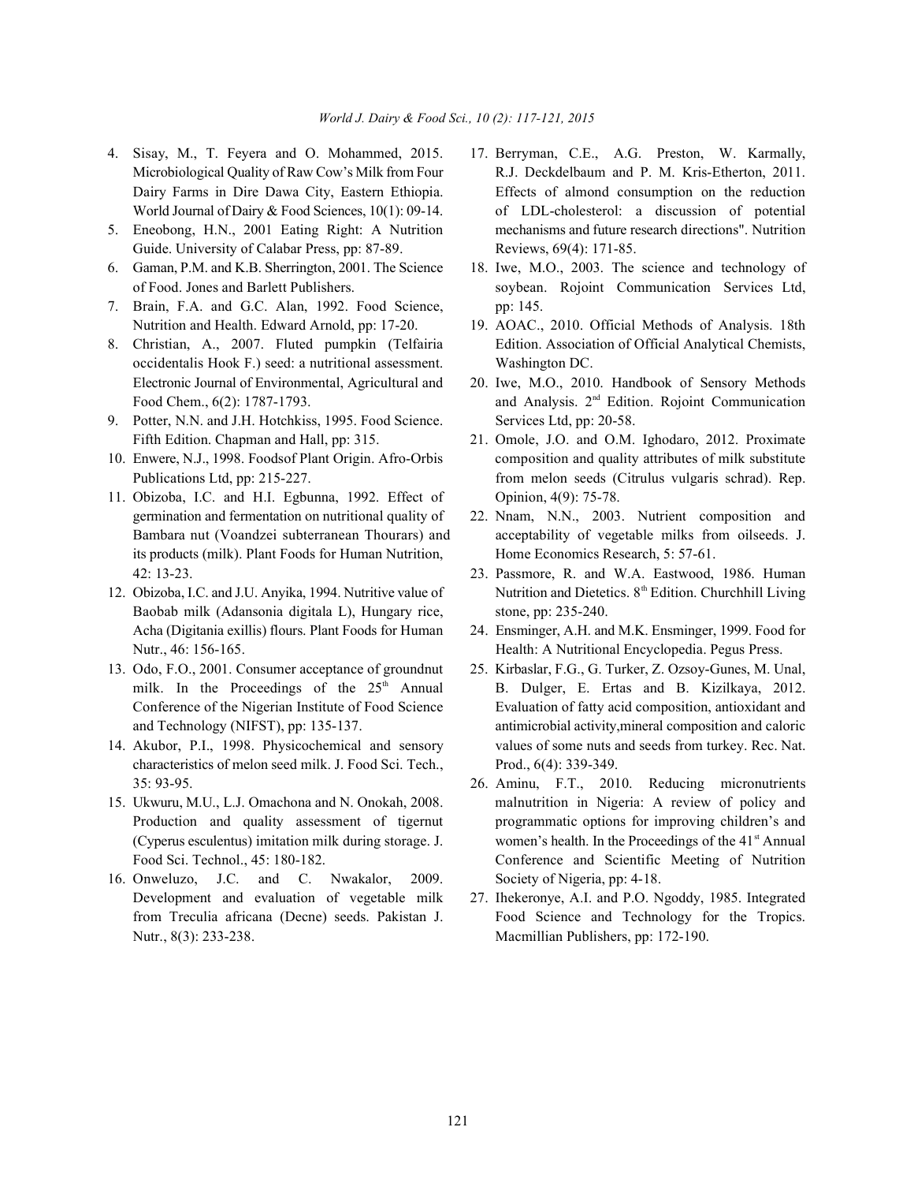4. Sisay, M., T. Feyera and O. Mohammed, 2015. Microbiological Quality of Raw Cow's Milk from Four Dairy Farms in Dire Dawa City, Eastern Ethiopia. World Journal of Dairy & Food Sciences, 10(1): 09-14.
5. Eneobong, H.N., 2001 Eating Right: A Nutrition Guide. University of Calabar Press, pp: 87-89.
6. Gaman, P.M. and K.B. Sherrington, 2001. The Science of Food. Jones and Barlett Publishers.
7. Brain, F.A. and G.C. Alan, 1992. Food Science, Nutrition and Health. Edward Arnold, pp: 17-20.
8. Christian, A., 2007. Fluted pumpkin (Telfairia occidentalis Hook F.) seed: a nutritional assessment. Electronic Journal of Environmental, Agricultural and Food Chem., 6(2): 1787-1793.
9. Potter, N.N. and J.H. Hotchkiss, 1995. Food Science. Fifth Edition. Chapman and Hall, pp: 315.
10. Enwere, N.J., 1998. Foodsof Plant Origin. Afro-Orbis Publications Ltd, pp: 215-227.
11. Obizoba, I.C. and H.I. Egbunna, 1992. Effect of germination and fermentation on nutritional quality of Bambara nut (Voandzei subterranean Thourars) and its products (milk). Plant Foods for Human Nutrition, 42: 13-23.
12. Obizoba, I.C. and J.U. Anyika, 1994. Nutritive value of Baobab milk (Adansonia digitala L), Hungary rice, Acha (Digitania exillis) flours. Plant Foods for Human Nutr., 46: 156-165.
13. Odo, F.O., 2001. Consumer acceptance of groundnut milk. In the Proceedings of the 25th Annual Conference of the Nigerian Institute of Food Science and Technology (NIFST), pp: 135-137.
14. Akubor, P.I., 1998. Physicochemical and sensory characteristics of melon seed milk. J. Food Sci. Tech., 35: 93-95.
15. Ukwuru, M.U., L.J. Omachona and N. Onokah, 2008. Production and quality assessment of tigernut (Cyperus esculentus) imitation milk during storage. J. Food Sci. Technol., 45: 180-182.
16. Onweluzo, J.C. and C. Nwakalor, 2009. Development and evaluation of vegetable milk from Treculia africana (Decne) seeds. Pakistan J. Nutr., 8(3): 233-238.
17. Berryman, C.E., A.G. Preston, W. Karmally, R.J. Deckdelbaum and P. M. Kris-Etherton, 2011. Effects of almond consumption on the reduction of LDL-cholesterol: a discussion of potential mechanisms and future research directions". Nutrition Reviews, 69(4): 171-85.
18. Iwe, M.O., 2003. The science and technology of soybean. Rojoint Communication Services Ltd, pp: 145.
19. AOAC., 2010. Official Methods of Analysis. 18th Edition. Association of Official Analytical Chemists, Washington DC.
20. Iwe, M.O., 2010. Handbook of Sensory Methods and Analysis. 2nd Edition. Rojoint Communication Services Ltd, pp: 20-58.
21. Omole, J.O. and O.M. Ighodaro, 2012. Proximate composition and quality attributes of milk substitute from melon seeds (Citrulus vulgaris schrad). Rep. Opinion, 4(9): 75-78.
22. Nnam, N.N., 2003. Nutrient composition and acceptability of vegetable milks from oilseeds. J. Home Economics Research, 5: 57-61.
23. Passmore, R. and W.A. Eastwood, 1986. Human Nutrition and Dietetics. 8th Edition. Churchhill Living stone, pp: 235-240.
24. Ensminger, A.H. and M.K. Ensminger, 1999. Food for Health: A Nutritional Encyclopedia. Pegus Press.
25. Kirbaslar, F.G., G. Turker, Z. Ozsoy-Gunes, M. Unal, B. Dulger, E. Ertas and B. Kizilkaya, 2012. Evaluation of fatty acid composition, antioxidant and antimicrobial activity,mineral composition and caloric values of some nuts and seeds from turkey. Rec. Nat. Prod., 6(4): 339-349.
26. Aminu, F.T., 2010. Reducing micronutrients malnutrition in Nigeria: A review of policy and programmatic options for improving children's and women's health. In the Proceedings of the 41st Annual Conference and Scientific Meeting of Nutrition Society of Nigeria, pp: 4-18.
27. Ihekeronye, A.I. and P.O. Ngoddy, 1985. Integrated Food Science and Technology for the Tropics. Macmillian Publishers, pp: 172-190.